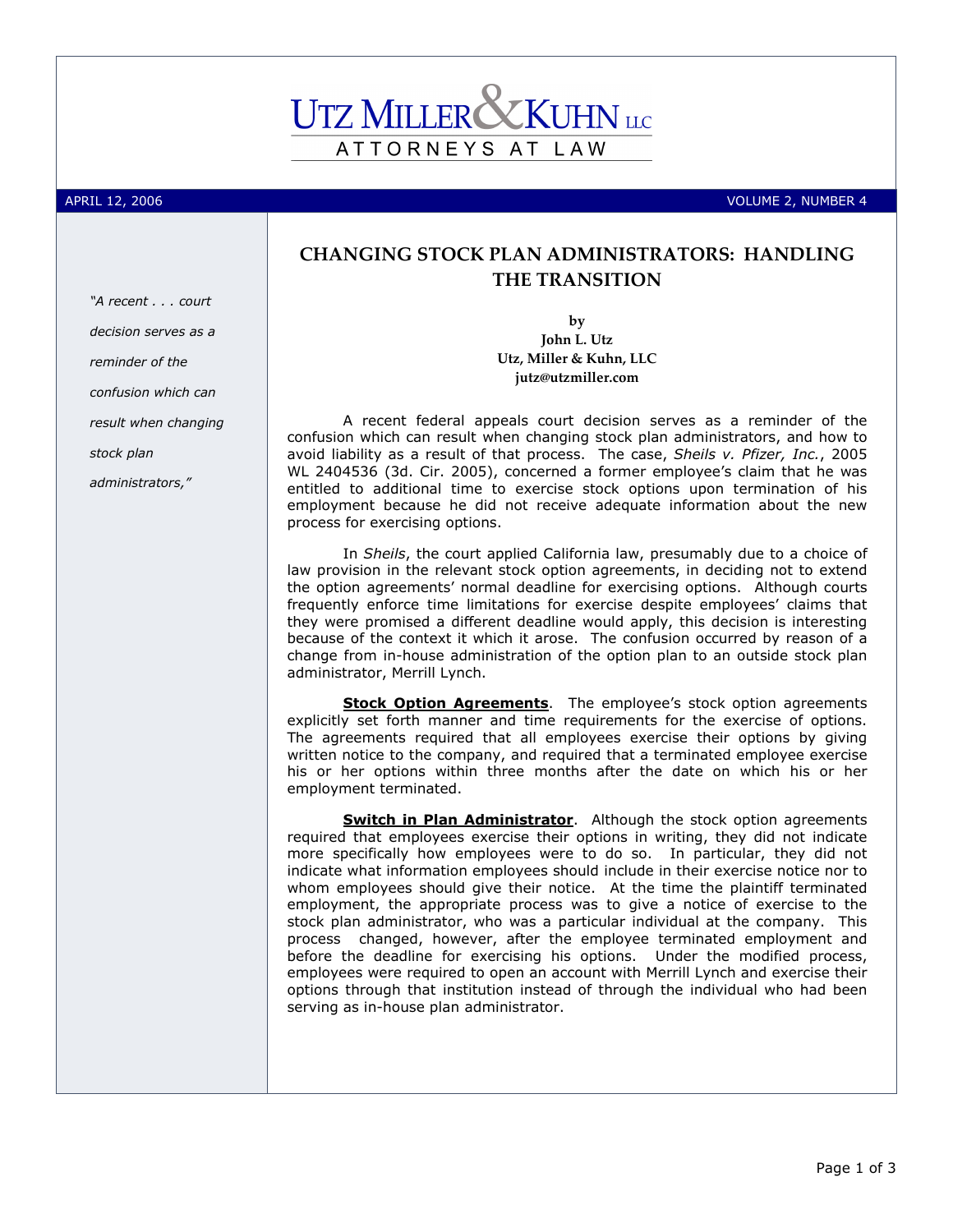# UTZ MILLER & KUHN LLC

ATTORNEYS AT LAW

APRIL 12, 2006 VOLUME 2, NUMBER 4

## CHANGING STOCK PLAN ADMINISTRATORS: HANDLING THE TRANSITION

**by**
**John L. Utz**
**Utz, Miller & Kuhn, LLC**
**jutz@utzmiller.com**

*"A recent . . . court decision serves as a reminder of the confusion which can result when changing stock plan administrators,"*

A recent federal appeals court decision serves as a reminder of the confusion which can result when changing stock plan administrators, and how to avoid liability as a result of that process. The case, *Sheils v. Pfizer, Inc.*, 2005 WL 2404536 (3d. Cir. 2005), concerned a former employee's claim that he was entitled to additional time to exercise stock options upon termination of his employment because he did not receive adequate information about the new process for exercising options.

In *Sheils*, the court applied California law, presumably due to a choice of law provision in the relevant stock option agreements, in deciding not to extend the option agreements' normal deadline for exercising options. Although courts frequently enforce time limitations for exercise despite employees' claims that they were promised a different deadline would apply, this decision is interesting because of the context it which it arose. The confusion occurred by reason of a change from in-house administration of the option plan to an outside stock plan administrator, Merrill Lynch.

**Stock Option Agreements**. The employee's stock option agreements explicitly set forth manner and time requirements for the exercise of options. The agreements required that all employees exercise their options by giving written notice to the company, and required that a terminated employee exercise his or her options within three months after the date on which his or her employment terminated.

**Switch in Plan Administrator**. Although the stock option agreements required that employees exercise their options in writing, they did not indicate more specifically how employees were to do so. In particular, they did not indicate what information employees should include in their exercise notice nor to whom employees should give their notice. At the time the plaintiff terminated employment, the appropriate process was to give a notice of exercise to the stock plan administrator, who was a particular individual at the company. This process changed, however, after the employee terminated employment and before the deadline for exercising his options. Under the modified process, employees were required to open an account with Merrill Lynch and exercise their options through that institution instead of through the individual who had been serving as in-house plan administrator.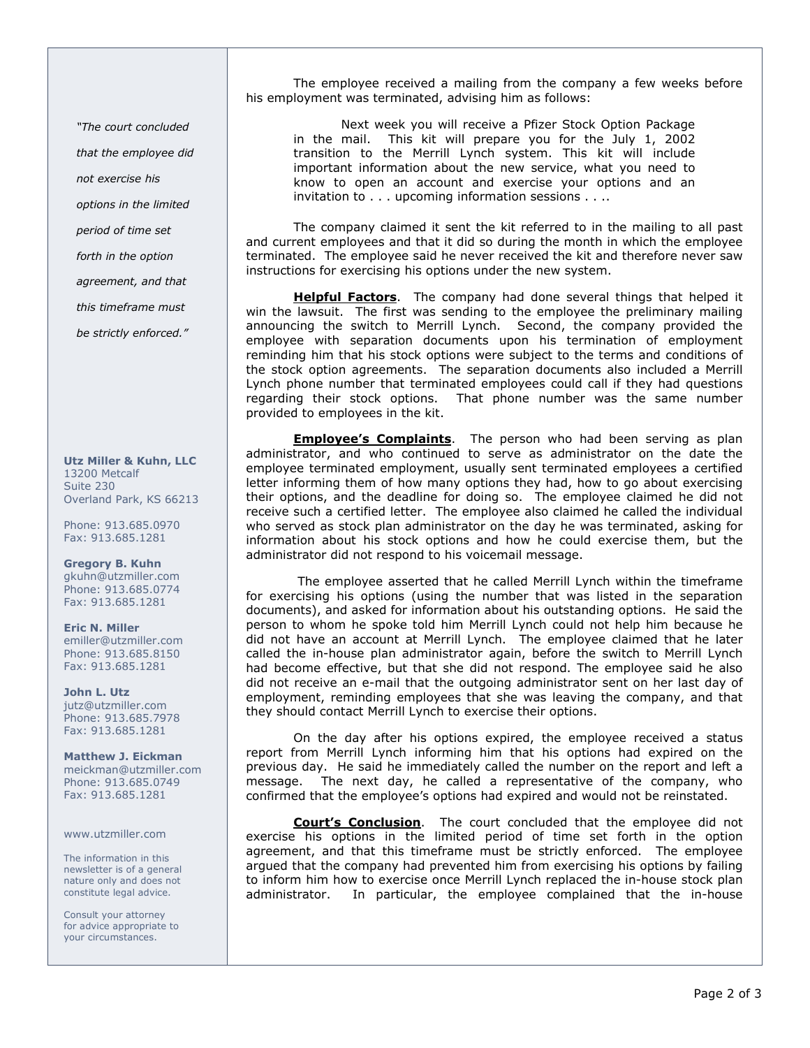The employee received a mailing from the company a few weeks before his employment was terminated, advising him as follows:

> Next week you will receive a Pfizer Stock Option Package in the mail. This kit will prepare you for the July 1, 2002 transition to the Merrill Lynch system. This kit will include important information about the new service, what you need to know to open an account and exercise your options and an invitation to . . . upcoming information sessions . . ..

The company claimed it sent the kit referred to in the mailing to all past and current employees and that it did so during the month in which the employee terminated. The employee said he never received the kit and therefore never saw instructions for exercising his options under the new system.

**Helpful Factors**. The company had done several things that helped it win the lawsuit. The first was sending to the employee the preliminary mailing announcing the switch to Merrill Lynch. Second, the company provided the employee with separation documents upon his termination of employment reminding him that his stock options were subject to the terms and conditions of the stock option agreements. The separation documents also included a Merrill Lynch phone number that terminated employees could call if they had questions regarding their stock options. That phone number was the same number provided to employees in the kit.

**Employee's Complaints**. The person who had been serving as plan administrator, and who continued to serve as administrator on the date the employee terminated employment, usually sent terminated employees a certified letter informing them of how many options they had, how to go about exercising their options, and the deadline for doing so. The employee claimed he did not receive such a certified letter. The employee also claimed he called the individual who served as stock plan administrator on the day he was terminated, asking for information about his stock options and how he could exercise them, but the administrator did not respond to his voicemail message.

The employee asserted that he called Merrill Lynch within the timeframe for exercising his options (using the number that was listed in the separation documents), and asked for information about his outstanding options. He said the person to whom he spoke told him Merrill Lynch could not help him because he did not have an account at Merrill Lynch. The employee claimed that he later called the in-house plan administrator again, before the switch to Merrill Lynch had become effective, but that she did not respond. The employee said he also did not receive an e-mail that the outgoing administrator sent on her last day of employment, reminding employees that she was leaving the company, and that they should contact Merrill Lynch to exercise their options.

On the day after his options expired, the employee received a status report from Merrill Lynch informing him that his options had expired on the previous day. He said he immediately called the number on the report and left a message. The next day, he called a representative of the company, who confirmed that the employee's options had expired and would not be reinstated.

**Court's Conclusion**. The court concluded that the employee did not exercise his options in the limited period of time set forth in the option agreement, and that this timeframe must be strictly enforced. The employee argued that the company had prevented him from exercising his options by failing to inform him how to exercise once Merrill Lynch replaced the in-house stock plan administrator. In particular, the employee complained that the in-house

*"The court concluded that the employee did not exercise his options in the limited period of time set forth in the option agreement, and that this timeframe must be strictly enforced."*

**Utz Miller & Kuhn, LLC**
13200 Metcalf
Suite 230
Overland Park, KS 66213

Phone: 913.685.0970
Fax: 913.685.1281

**Gregory B. Kuhn**
gkuhn@utzmiller.com
Phone: 913.685.0774
Fax: 913.685.1281

**Eric N. Miller**
emiller@utzmiller.com
Phone: 913.685.8150
Fax: 913.685.1281

**John L. Utz**
jutz@utzmiller.com
Phone: 913.685.7978
Fax: 913.685.1281

**Matthew J. Eickman**
meickman@utzmiller.com
Phone: 913.685.0749
Fax: 913.685.1281

www.utzmiller.com

The information in this newsletter is of a general nature only and does not constitute legal advice.

Consult your attorney for advice appropriate to your circumstances.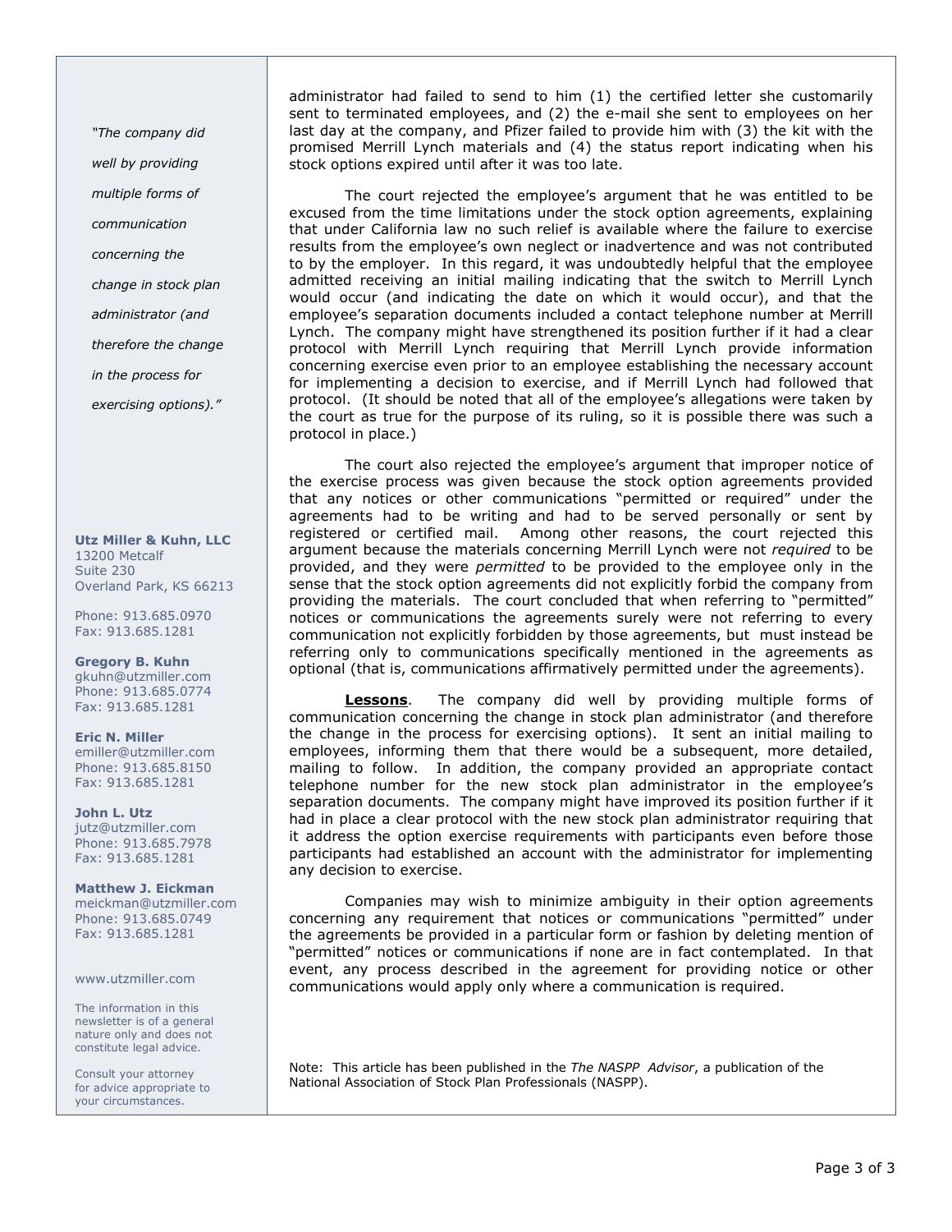administrator had failed to send to him (1) the certified letter she customarily sent to terminated employees, and (2) the e-mail she sent to employees on her last day at the company, and Pfizer failed to provide him with (3) the kit with the promised Merrill Lynch materials and (4) the status report indicating when his stock options expired until after it was too late.

The court rejected the employee's argument that he was entitled to be excused from the time limitations under the stock option agreements, explaining that under California law no such relief is available where the failure to exercise results from the employee's own neglect or inadvertence and was not contributed to by the employer. In this regard, it was undoubtedly helpful that the employee admitted receiving an initial mailing indicating that the switch to Merrill Lynch would occur (and indicating the date on which it would occur), and that the employee's separation documents included a contact telephone number at Merrill Lynch. The company might have strengthened its position further if it had a clear protocol with Merrill Lynch requiring that Merrill Lynch provide information concerning exercise even prior to an employee establishing the necessary account for implementing a decision to exercise, and if Merrill Lynch had followed that protocol. (It should be noted that all of the employee's allegations were taken by the court as true for the purpose of its ruling, so it is possible there was such a protocol in place.)

The court also rejected the employee's argument that improper notice of the exercise process was given because the stock option agreements provided that any notices or other communications "permitted or required" under the agreements had to be writing and had to be served personally or sent by registered or certified mail. Among other reasons, the court rejected this argument because the materials concerning Merrill Lynch were not *required* to be provided, and they were *permitted* to be provided to the employee only in the sense that the stock option agreements did not explicitly forbid the company from providing the materials. The court concluded that when referring to "permitted" notices or communications the agreements surely were not referring to every communication not explicitly forbidden by those agreements, but must instead be referring only to communications specifically mentioned in the agreements as optional (that is, communications affirmatively permitted under the agreements).

**Lessons**. The company did well by providing multiple forms of communication concerning the change in stock plan administrator (and therefore the change in the process for exercising options). It sent an initial mailing to employees, informing them that there would be a subsequent, more detailed, mailing to follow. In addition, the company provided an appropriate contact telephone number for the new stock plan administrator in the employee's separation documents. The company might have improved its position further if it had in place a clear protocol with the new stock plan administrator requiring that it address the option exercise requirements with participants even before those participants had established an account with the administrator for implementing any decision to exercise.

Companies may wish to minimize ambiguity in their option agreements concerning any requirement that notices or communications "permitted" under the agreements be provided in a particular form or fashion by deleting mention of "permitted" notices or communications if none are in fact contemplated. In that event, any process described in the agreement for providing notice or other communications would apply only where a communication is required.

Note: This article has been published in the *The NASPP Advisor*, a publication of the National Association of Stock Plan Professionals (NASPP).

*"The company did well by providing multiple forms of communication concerning the change in stock plan administrator (and therefore the change in the process for exercising options)."*

**Utz Miller & Kuhn, LLC**
13200 Metcalf
Suite 230
Overland Park, KS 66213

Phone: 913.685.0970
Fax: 913.685.1281

**Gregory B. Kuhn**
gkuhn@utzmiller.com
Phone: 913.685.0774
Fax: 913.685.1281

**Eric N. Miller**
emiller@utzmiller.com
Phone: 913.685.8150
Fax: 913.685.1281

**John L. Utz**
jutz@utzmiller.com
Phone: 913.685.7978
Fax: 913.685.1281

**Matthew J. Eickman**
meickman@utzmiller.com
Phone: 913.685.0749
Fax: 913.685.1281

www.utzmiller.com

The information in this newsletter is of a general nature only and does not constitute legal advice.

Consult your attorney for advice appropriate to your circumstances.